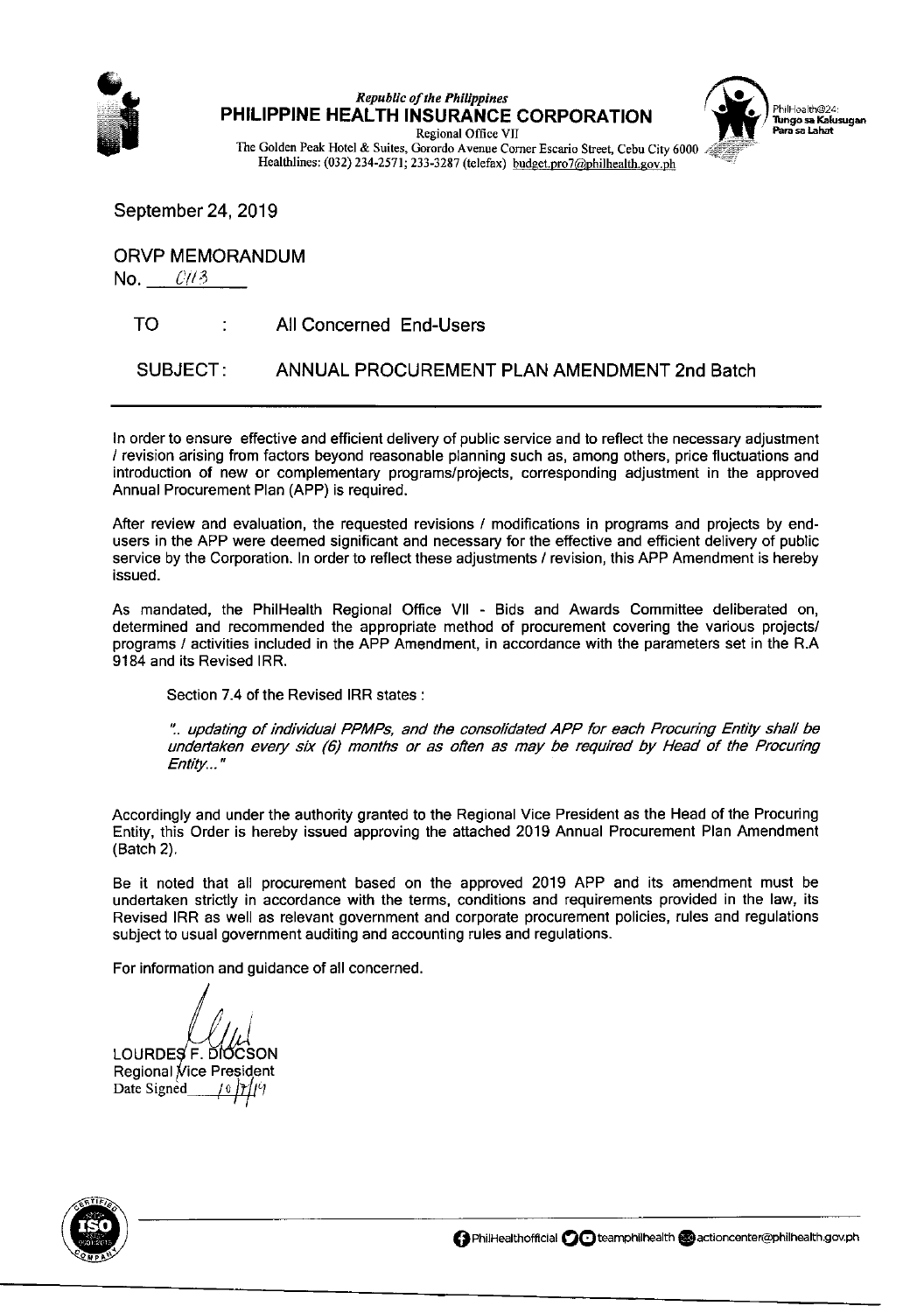*Republic of the Philippines*
**PHILIPPINE HEALTH INSURANCE CORPORATION**
Regional Office VII
The Golden Peak Hotel & Suites, Gorordo Avenue Corner Escario Street, Cebu City 6000
Healthlines: (032) 234-2571; 233-3287 (telefax) budget.pro7@philhealth.gov.ph

PhilHealth@24: Tungo sa Kalusugan Para sa Lahat

September 24, 2019

ORVP MEMORANDUM
No. 013

TO : All Concerned End-Users

SUBJECT: ANNUAL PROCUREMENT PLAN AMENDMENT 2nd Batch

---

In order to ensure effective and efficient delivery of public service and to reflect the necessary adjustment / revision arising from factors beyond reasonable planning such as, among others, price fluctuations and introduction of new or complementary programs/projects, corresponding adjustment in the approved Annual Procurement Plan (APP) is required.

After review and evaluation, the requested revisions / modifications in programs and projects by end-users in the APP were deemed significant and necessary for the effective and efficient delivery of public service by the Corporation. In order to reflect these adjustments / revision, this APP Amendment is hereby issued.

As mandated, the PhilHealth Regional Office VII - Bids and Awards Committee deliberated on, determined and recommended the appropriate method of procurement covering the various projects/ programs / activities included in the APP Amendment, in accordance with the parameters set in the R.A 9184 and its Revised IRR.

Section 7.4 of the Revised IRR states :

> *".. updating of individual PPMPs, and the consolidated APP for each Procuring Entity shall be undertaken every six (6) months or as often as may be required by Head of the Procuring Entity..."*

Accordingly and under the authority granted to the Regional Vice President as the Head of the Procuring Entity, this Order is hereby issued approving the attached 2019 Annual Procurement Plan Amendment (Batch 2).

Be it noted that all procurement based on the approved 2019 APP and its amendment must be undertaken strictly in accordance with the terms, conditions and requirements provided in the law, its Revised IRR as well as relevant government and corporate procurement policies, rules and regulations subject to usual government auditing and accounting rules and regulations.

For information and guidance of all concerned.

LOURDES F. DIOCSON
Regional Vice President
Date Signed 10/7/19

PhilHealthofficial teamphilhealth actioncenter@philhealth.gov.ph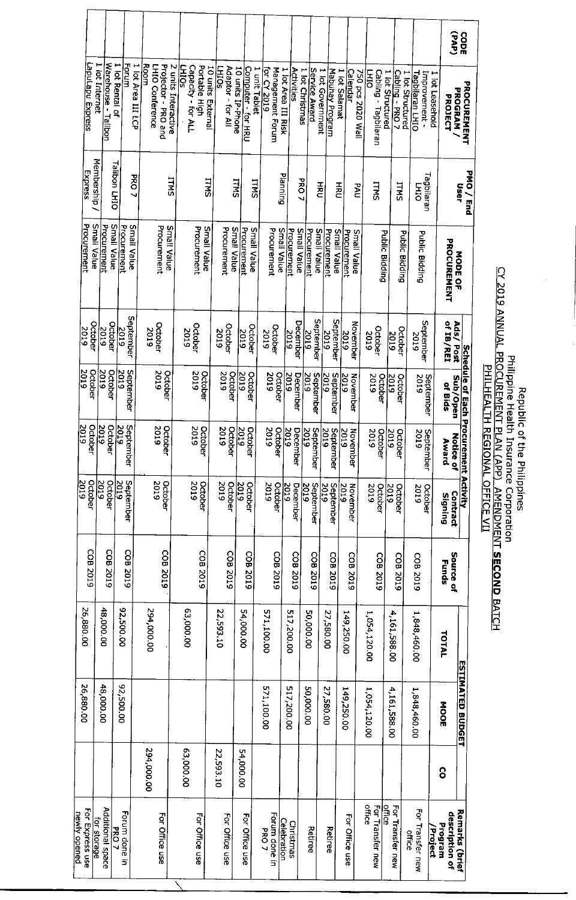Republic of the Philippines
Philippine Health Insurance Corporation
CY 2019 ANNUAL PROCUREMENT PLAN (APP) AMENDMENT **SECOND** BATCH
PHILHEALTH REGIONAL OFFICE VII

| CODE (PAP) | PROCUREMENT PROGRAM / PROJECT | PMO / End User | MODE OF PROCUREMENT | Schedule of Each Procurement Activity | | | | Source of Funds | ESTIMATED BUDGET | | | Remarks (brief description of Program /Project |
|---|---|---|---|---|---|---|---|---|---|---|---|---|
| | | | | Ads/ Post of IB/REI | Sub/Open of Bids | Notice of Award | Contract Signing | | TOTAL | MOOE | CO | |
| | 1 lot Leasehold Improvement - Tagbilaran LHIO | Tagbilaran LHIO | Public Bidding | September 2019 | September 2019 | September 2019 | October 2019 | COB 2019 | 1,848,460.00 | 1,848,460.00 | | For Transfer new office |
| | 1 lot Structured Cabling - PRO 7 | ITMS | Public Bidding | October 2019 | October 2019 | October 2019 | October 2019 | COB 2019 | 4,161,588.00 | 4,161,588.00 | | For Transfer new office |
| | 1 lot Structured Cabling - Tagbilaran LHIO | ITMS | Public Bidding | October 2019 | October 2019 | October 2019 | October 2019 | COB 2019 | 1,054,120.00 | 1,054,120.00 | | For Transfer new office |
| | 750 pcs 2020 Wall Calendar | PAU | Small Value Procurement | November 2019 | November 2019 | November 2019 | November 2019 | COB 2019 | 149,250.00 | 149,250.00 | | For Office use |
| | 1 lot Salamat Mabuhay Program | HRU | Small Value Procurement | September 2019 | September 2019 | September 2019 | September 2019 | COB 2019 | 27,580.00 | 27,580.00 | | Retiree |
| | 1 lot Government Service Award | HRU | Small Value Procurement | September 2019 | September 2019 | September 2019 | September 2019 | COB 2019 | 50,000.00 | 50,000.00 | | Retiree |
| | 1 lot Christmas Activities | PRO 7 | Small Value Procurement | December 2019 | December 2019 | December 2019 | December 2019 | COB 2019 | 517,200.00 | 517,200.00 | | Christmas Celebration |
| | 1 lot Area III Risk Management Forum for CY 2019 | Planning | Small Value Procurement | October 2019 | October 2019 | October 2019 | October 2019 | COB 2019 | 571,100.00 | 571,100.00 | | Forum done in PRO 7 |
| | 1 unit Tablet Computer - for HRU | ITMS | Small Value Procurement | October 2019 | October 2019 | October 2019 | October 2019 | COB 2019 | 54,000.00 | | 54,000.00 | For Office use |
| | 10 units IP-Phone Adaptor - for All LHIOs | ITMS | Small Value Procurement | October 2019 | October 2019 | October 2019 | October 2019 | COB 2019 | 22,593.10 | | 22,593.10 | For Office use |
| | 10 units External Portable High Capacity - for ALL LHIOs | ITMS | Small Value Procurement | October 2019 | October 2019 | October 2019 | October 2019 | COB 2019 | 63,000.00 | | 63,000.00 | For Office use |
| | 2 units Interactive Projector - PRO and LHIO Conference Room | ITMS | Small Value Procurement | October 2019 | October 2019 | October 2019 | October 2019 | COB 2019 | 294,000.00 | | 294,000.00 | For Office use |
| | 1 lot Area III LCP Forum | PRO 7 | Small Value Procurement | September 2019 | September 2019 | September 2019 | September 2019 | COB 2019 | 92,500.00 | 92,500.00 | | Forum done in PRO 7 |
| | 1 lot Rental of Warehouse - Talibon | Talibon LHIO | Small Value Procurement | October 2019 | October 2019 | October 2019 | October 2019 | COB 2019 | 48,000.00 | 48,000.00 | | Additional space for storage |
| | 1 lot Internet Lapulapu Express | Membership / Express | Small Value Procurement | October 2019 | October 2019 | October 2019 | October 2019 | COB 2019 | 26,880.00 | 26,880.00 | | For Express use newly opened |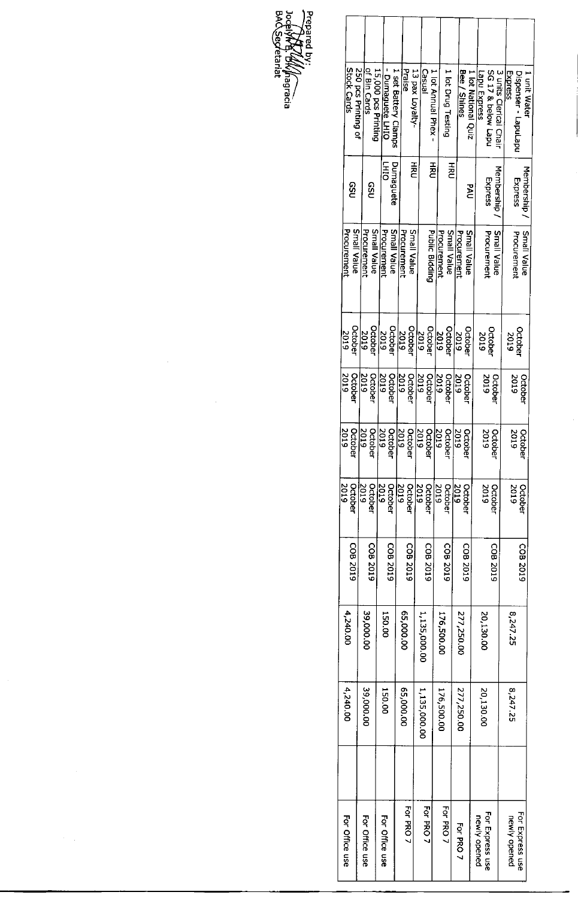| | | | | | | | | | | | |
|---|---|---|---|---|---|---|---|---|---|---|---|
| 1 unit Water Dispenser - LapuLapu Express | Membership / Express | Small Value Procurement | October 2019 | October 2019 | October 2019 | October 2019 | COB 2019 | 8,247.25 | 8,247.25 | | For Express use newly opened |
| 3 units Clerical Chair SG 17 & below Lapu Lapu Express | Membership / Express | Small Value Procurement | October 2019 | October 2019 | October 2019 | October 2019 | COB 2019 | 20,130.00 | 20,130.00 | | For Express use newly opened |
| 1 lot National Quiz Bee / Shines | PAU | Small Value Procurement | October 2019 | October 2019 | October 2019 | October 2019 | COB 2019 | 277,250.00 | 277,250.00 | | For PRO 7 |
| 1 lot Drug Testing | HRU | Small Value Procurement | October 2019 | October 2019 | October 2019 | October 2019 | COB 2019 | 176,500.00 | 176,500.00 | | For PRO 7 |
| 1 lot Annual Phex - Casual | HRU | Public Bidding | October 2019 | October 2019 | October 2019 | October 2019 | COB 2019 | 1,135,000.00 | 1,135,000.00 | | For PRO 7 |
| 13 pax Loyalty-Praise | HRU | Small Value Procurement | October 2019 | October 2019 | October 2019 | October 2019 | COB 2019 | 65,000.00 | 65,000.00 | | For PRO 7 |
| 1 set Battery Clamps - Dumaguete LHIO | Dumaguete LHIO | Small Value Procurement | October 2019 | October 2019 | October 2019 | October 2019 | COB 2019 | 150.00 | 150.00 | | For Office use |
| 15,000 pcs Printing of Bin Cards | GSU | Small Value Procurement | October 2019 | October 2019 | October 2019 | October 2019 | COB 2019 | 39,000.00 | 39,000.00 | | For Office use |
| 250 pcs Printing of Stock Cards | GSU | Small Value Procurement | October 2019 | October 2019 | October 2019 | October 2019 | COB 2019 | 4,240.00 | 4,240.00 | | For Office use |

Prepared by:

Jocelyn B. Dinagracia
BAC Secretariat